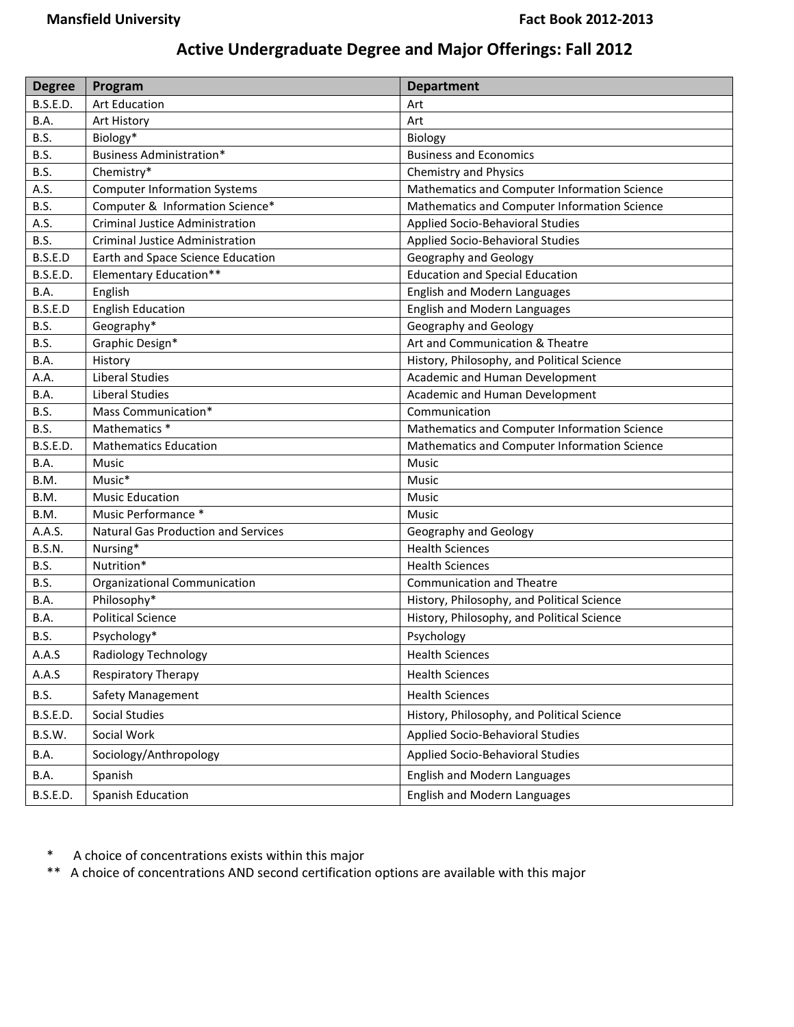# Active Undergraduate Degree and Major Offerings: Fall 2012

| Degree | Program | Department |
|---|---|---|
| B.S.E.D. | Art Education | Art |
| B.A. | Art History | Art |
| B.S. | Biology* | Biology |
| B.S. | Business Administration* | Business and Economics |
| B.S. | Chemistry* | Chemistry and Physics |
| A.S. | Computer Information Systems | Mathematics and Computer Information Science |
| B.S. | Computer & Information Science* | Mathematics and Computer Information Science |
| A.S. | Criminal Justice Administration | Applied Socio-Behavioral Studies |
| B.S. | Criminal Justice Administration | Applied Socio-Behavioral Studies |
| B.S.E.D | Earth and Space Science Education | Geography and Geology |
| B.S.E.D. | Elementary Education** | Education and Special Education |
| B.A. | English | English and Modern Languages |
| B.S.E.D | English Education | English and Modern Languages |
| B.S. | Geography* | Geography and Geology |
| B.S. | Graphic Design* | Art and Communication & Theatre |
| B.A. | History | History, Philosophy, and Political Science |
| A.A. | Liberal Studies | Academic and Human Development |
| B.A. | Liberal Studies | Academic and Human Development |
| B.S. | Mass Communication* | Communication |
| B.S. | Mathematics * | Mathematics and Computer Information Science |
| B.S.E.D. | Mathematics Education | Mathematics and Computer Information Science |
| B.A. | Music | Music |
| B.M. | Music* | Music |
| B.M. | Music Education | Music |
| B.M. | Music Performance * | Music |
| A.A.S. | Natural Gas Production and Services | Geography and Geology |
| B.S.N. | Nursing* | Health Sciences |
| B.S. | Nutrition* | Health Sciences |
| B.S. | Organizational Communication | Communication and Theatre |
| B.A. | Philosophy* | History, Philosophy, and Political Science |
| B.A. | Political Science | History, Philosophy, and Political Science |
| B.S. | Psychology* | Psychology |
| A.A.S | Radiology Technology | Health Sciences |
| A.A.S | Respiratory Therapy | Health Sciences |
| B.S. | Safety Management | Health Sciences |
| B.S.E.D. | Social Studies | History, Philosophy, and Political Science |
| B.S.W. | Social Work | Applied Socio-Behavioral Studies |
| B.A. | Sociology/Anthropology | Applied Socio-Behavioral Studies |
| B.A. | Spanish | English and Modern Languages |
| B.S.E.D. | Spanish Education | English and Modern Languages |

\* A choice of concentrations exists within this major

\** A choice of concentrations AND second certification options are available with this major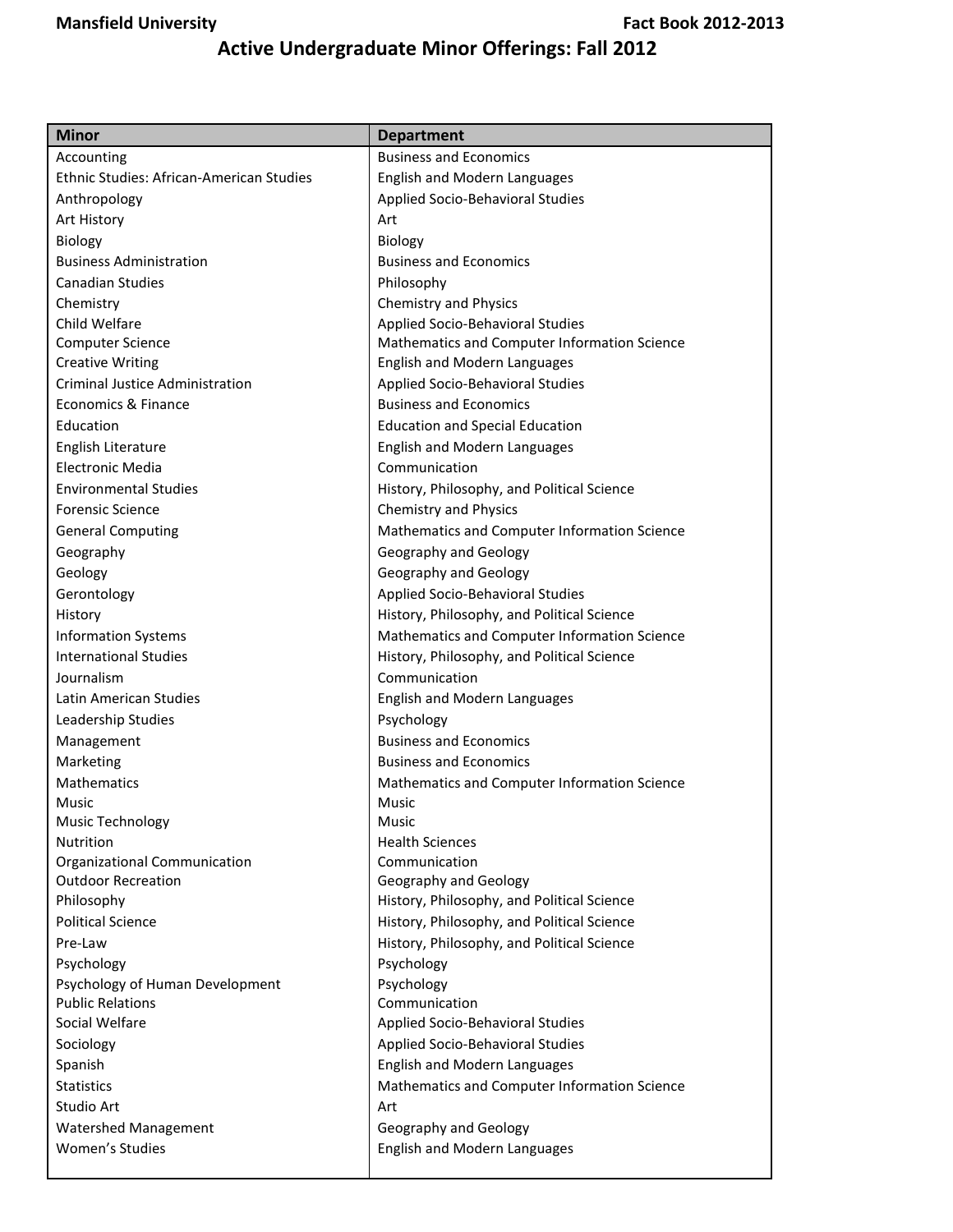# Active Undergraduate Minor Offerings: Fall 2012

| Minor | Department |
|---|---|
| Accounting | Business and Economics |
| Ethnic Studies: African-American Studies | English and Modern Languages |
| Anthropology | Applied Socio-Behavioral Studies |
| Art History | Art |
| Biology | Biology |
| Business Administration | Business and Economics |
| Canadian Studies | Philosophy |
| Chemistry | Chemistry and Physics |
| Child Welfare | Applied Socio-Behavioral Studies |
| Computer Science | Mathematics and Computer Information Science |
| Creative Writing | English and Modern Languages |
| Criminal Justice Administration | Applied Socio-Behavioral Studies |
| Economics & Finance | Business and Economics |
| Education | Education and Special Education |
| English Literature | English and Modern Languages |
| Electronic Media | Communication |
| Environmental Studies | History, Philosophy, and Political Science |
| Forensic Science | Chemistry and Physics |
| General Computing | Mathematics and Computer Information Science |
| Geography | Geography and Geology |
| Geology | Geography and Geology |
| Gerontology | Applied Socio-Behavioral Studies |
| History | History, Philosophy, and Political Science |
| Information Systems | Mathematics and Computer Information Science |
| International Studies | History, Philosophy, and Political Science |
| Journalism | Communication |
| Latin American Studies | English and Modern Languages |
| Leadership Studies | Psychology |
| Management | Business and Economics |
| Marketing | Business and Economics |
| Mathematics | Mathematics and Computer Information Science |
| Music | Music |
| Music Technology | Music |
| Nutrition | Health Sciences |
| Organizational Communication | Communication |
| Outdoor Recreation | Geography and Geology |
| Philosophy | History, Philosophy, and Political Science |
| Political Science | History, Philosophy, and Political Science |
| Pre-Law | History, Philosophy, and Political Science |
| Psychology | Psychology |
| Psychology of Human Development | Psychology |
| Public Relations | Communication |
| Social Welfare | Applied Socio-Behavioral Studies |
| Sociology | Applied Socio-Behavioral Studies |
| Spanish | English and Modern Languages |
| Statistics | Mathematics and Computer Information Science |
| Studio Art | Art |
| Watershed Management | Geography and Geology |
| Women's Studies | English and Modern Languages |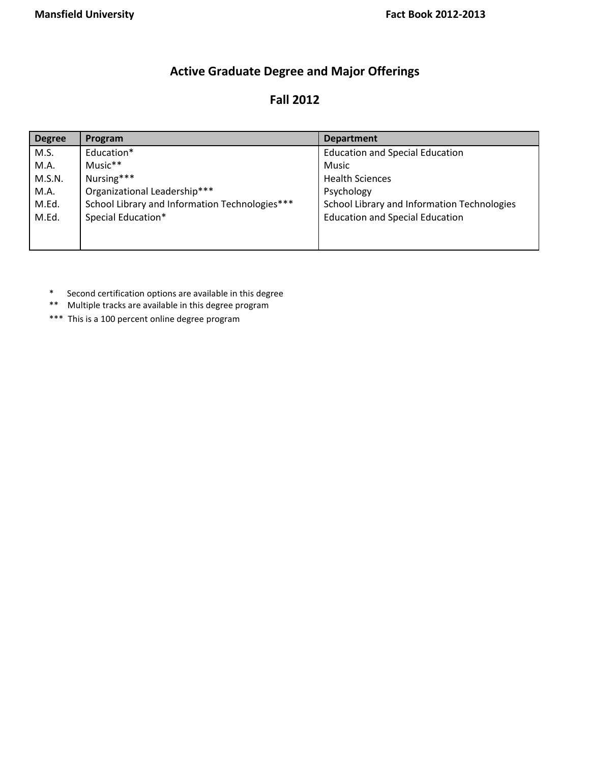# Active Graduate Degree and Major Offerings

## Fall 2012

| Degree | Program | Department |
|---|---|---|
| M.S. | Education* | Education and Special Education |
| M.A. | Music** | Music |
| M.S.N. | Nursing*** | Health Sciences |
| M.A. | Organizational Leadership*** | Psychology |
| M.Ed. | School Library and Information Technologies*** | School Library and Information Technologies |
| M.Ed. | Special Education* | Education and Special Education |

\* Second certification options are available in this degree

** Multiple tracks are available in this degree program

*** This is a 100 percent online degree program